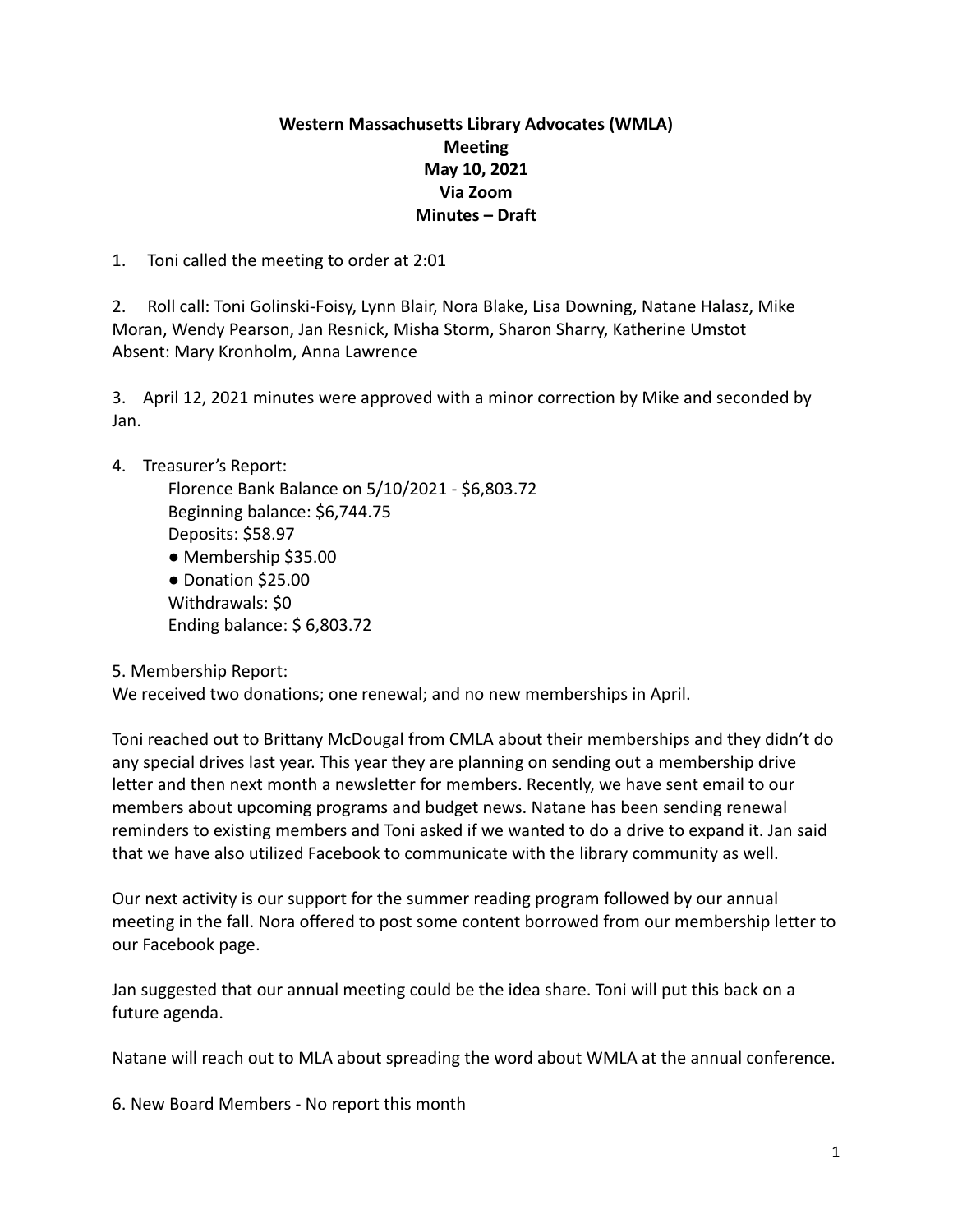**Western Massachusetts Library Advocates (WMLA)**
**Meeting**
**May 10, 2021**
**Via Zoom**
**Minutes – Draft**

1. Toni called the meeting to order at 2:01

2. Roll call: Toni Golinski-Foisy, Lynn Blair, Nora Blake, Lisa Downing, Natane Halasz, Mike Moran, Wendy Pearson, Jan Resnick, Misha Storm, Sharon Sharry, Katherine Umstot
Absent: Mary Kronholm, Anna Lawrence

3. April 12, 2021 minutes were approved with a minor correction by Mike and seconded by Jan.

4. Treasurer's Report:
   Florence Bank Balance on 5/10/2021 - $6,803.72
   Beginning balance: $6,744.75
   Deposits: $58.97
   - Membership $35.00
   - Donation $25.00

   Withdrawals: $0
   Ending balance: $ 6,803.72

5. Membership Report:
We received two donations; one renewal; and no new memberships in April.

Toni reached out to Brittany McDougal from CMLA about their memberships and they didn't do any special drives last year. This year they are planning on sending out a membership drive letter and then next month a newsletter for members. Recently, we have sent email to our members about upcoming programs and budget news. Natane has been sending renewal reminders to existing members and Toni asked if we wanted to do a drive to expand it. Jan said that we have also utilized Facebook to communicate with the library community as well.

Our next activity is our support for the summer reading program followed by our annual meeting in the fall. Nora offered to post some content borrowed from our membership letter to our Facebook page.

Jan suggested that our annual meeting could be the idea share. Toni will put this back on a future agenda.

Natane will reach out to MLA about spreading the word about WMLA at the annual conference.

6. New Board Members - No report this month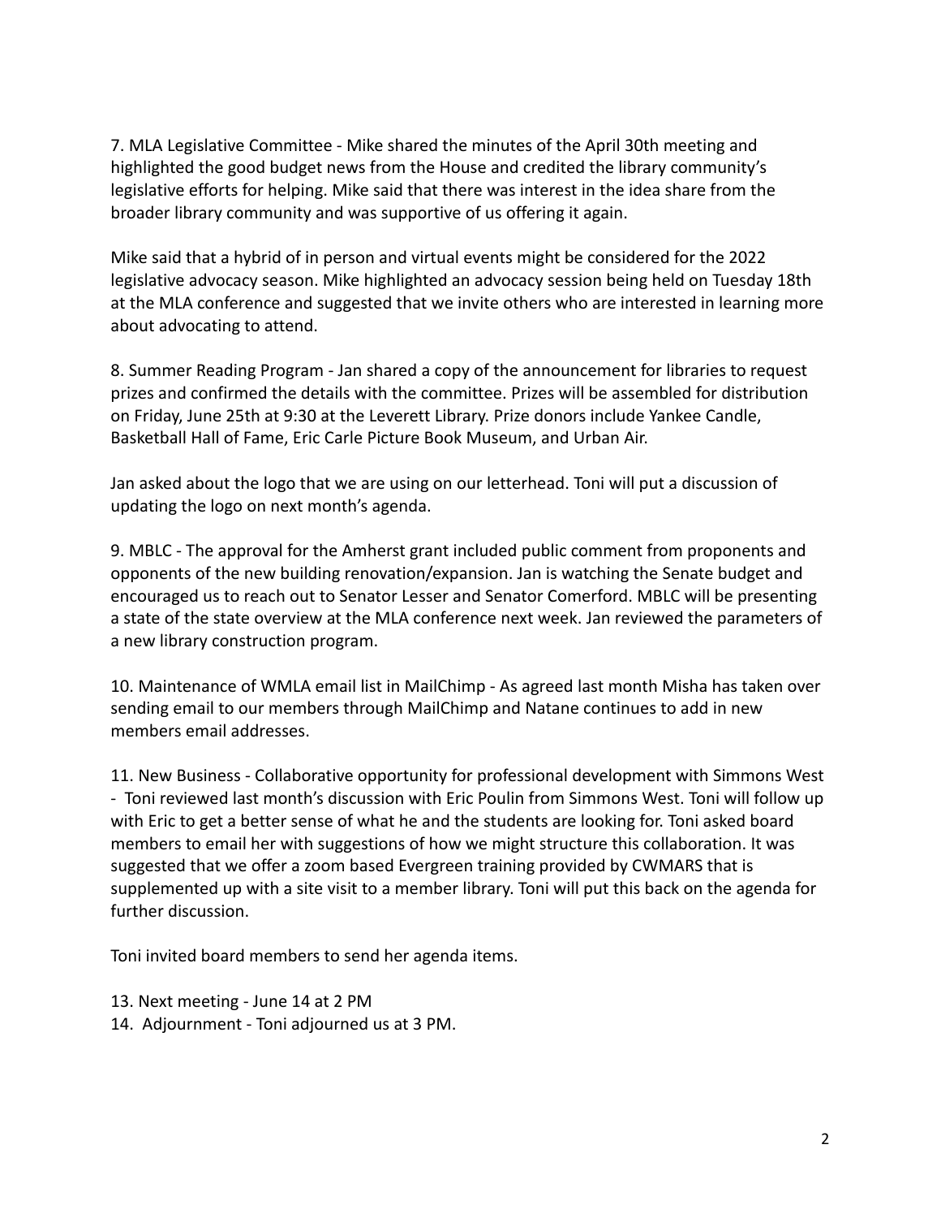7. MLA Legislative Committee - Mike shared the minutes of the April 30th meeting and highlighted the good budget news from the House and credited the library community's legislative efforts for helping. Mike said that there was interest in the idea share from the broader library community and was supportive of us offering it again.

Mike said that a hybrid of in person and virtual events might be considered for the 2022 legislative advocacy season. Mike highlighted an advocacy session being held on Tuesday 18th at the MLA conference and suggested that we invite others who are interested in learning more about advocating to attend.

8. Summer Reading Program - Jan shared a copy of the announcement for libraries to request prizes and confirmed the details with the committee. Prizes will be assembled for distribution on Friday, June 25th at 9:30 at the Leverett Library. Prize donors include Yankee Candle, Basketball Hall of Fame, Eric Carle Picture Book Museum, and Urban Air.

Jan asked about the logo that we are using on our letterhead. Toni will put a discussion of updating the logo on next month's agenda.

9. MBLC - The approval for the Amherst grant included public comment from proponents and opponents of the new building renovation/expansion. Jan is watching the Senate budget and encouraged us to reach out to Senator Lesser and Senator Comerford. MBLC will be presenting a state of the state overview at the MLA conference next week. Jan reviewed the parameters of a new library construction program.

10. Maintenance of WMLA email list in MailChimp - As agreed last month Misha has taken over sending email to our members through MailChimp and Natane continues to add in new members email addresses.

11. New Business - Collaborative opportunity for professional development with Simmons West - Toni reviewed last month's discussion with Eric Poulin from Simmons West. Toni will follow up with Eric to get a better sense of what he and the students are looking for. Toni asked board members to email her with suggestions of how we might structure this collaboration. It was suggested that we offer a zoom based Evergreen training provided by CWMARS that is supplemented up with a site visit to a member library. Toni will put this back on the agenda for further discussion.

Toni invited board members to send her agenda items.

13. Next meeting - June 14 at 2 PM
14. Adjournment - Toni adjourned us at 3 PM.